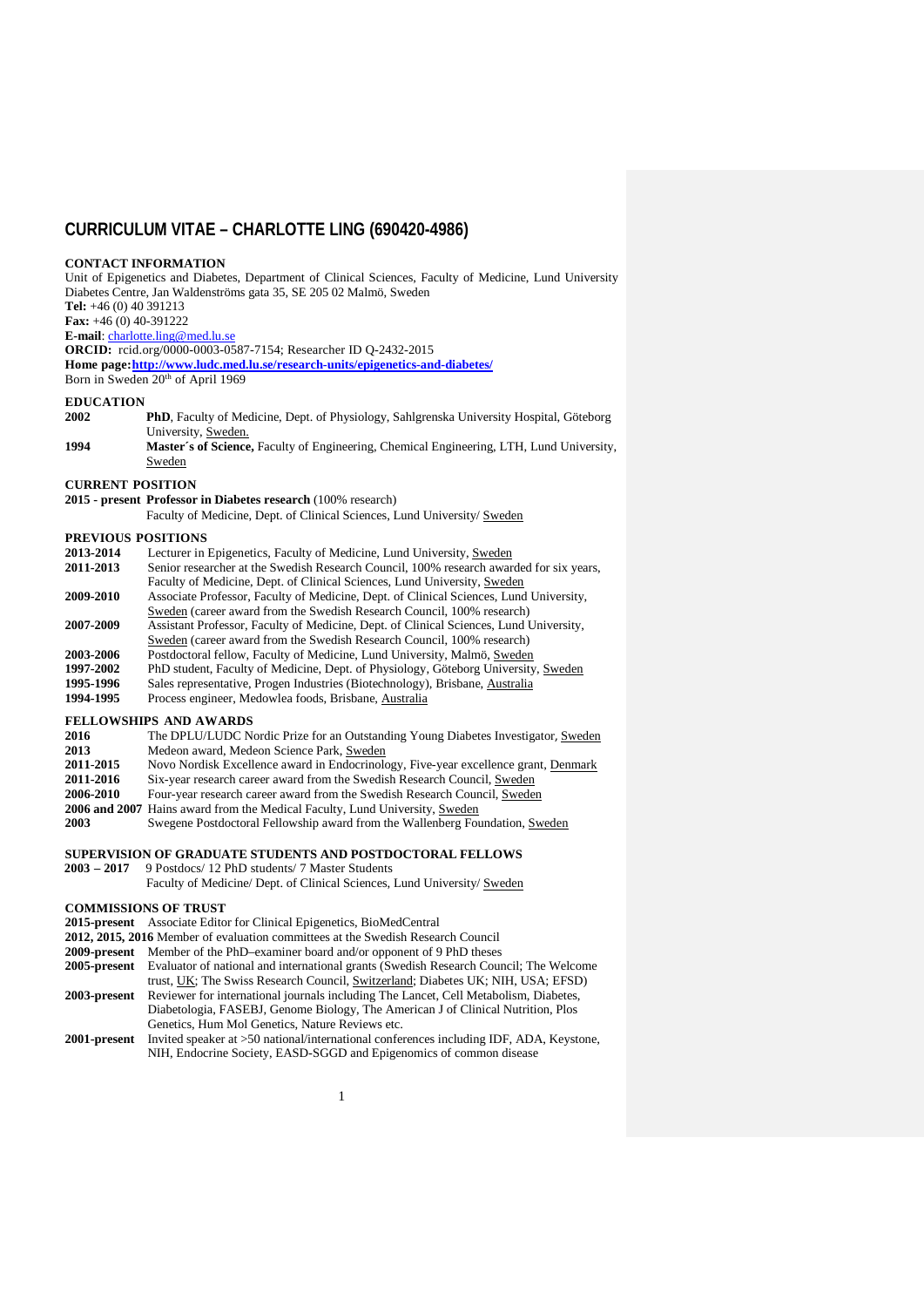# CURRICULUM VITAE – CHARLOTTE LING (690420-4986)

## CONTACT INFORMATION

Unit of Epigenetics and Diabetes, Department of Clinical Sciences, Faculty of Medicine, Lund University Diabetes Centre, Jan Waldenströms gata 35, SE 205 02 Malmö, Sweden
**Tel:** +46 (0) 40 391213
**Fax:** +46 (0) 40-391222
**E-mail**: charlotte.ling@med.lu.se
**ORCID:** rcid.org/0000-0003-0587-7154; Researcher ID Q-2432-2015
**Home page:** **http://www.ludc.med.lu.se/research-units/epigenetics-and-diabetes/**
Born in Sweden 20th of April 1969

## EDUCATION

**2002** **PhD**, Faculty of Medicine, Dept. of Physiology, Sahlgrenska University Hospital, Göteborg University, Sweden.
**1994** **Master´s of Science,** Faculty of Engineering, Chemical Engineering, LTH, Lund University, Sweden

## CURRENT POSITION

**2015 - present** **Professor in Diabetes research** (100% research)
Faculty of Medicine, Dept. of Clinical Sciences, Lund University/ Sweden

## PREVIOUS POSITIONS

**2013-2014** Lecturer in Epigenetics, Faculty of Medicine, Lund University, Sweden
**2011-2013** Senior researcher at the Swedish Research Council, 100% research awarded for six years, Faculty of Medicine, Dept. of Clinical Sciences, Lund University, Sweden
**2009-2010** Associate Professor, Faculty of Medicine, Dept. of Clinical Sciences, Lund University, Sweden (career award from the Swedish Research Council, 100% research)
**2007-2009** Assistant Professor, Faculty of Medicine, Dept. of Clinical Sciences, Lund University, Sweden (career award from the Swedish Research Council, 100% research)
**2003-2006** Postdoctoral fellow, Faculty of Medicine, Lund University, Malmö, Sweden
**1997-2002** PhD student, Faculty of Medicine, Dept. of Physiology, Göteborg University, Sweden
**1995-1996** Sales representative, Progen Industries (Biotechnology), Brisbane, Australia
**1994-1995** Process engineer, Medowlea foods, Brisbane, Australia

## FELLOWSHIPS AND AWARDS

**2016** The DPLU/LUDC Nordic Prize for an Outstanding Young Diabetes Investigator, Sweden
**2013** Medeon award, Medeon Science Park, Sweden
**2011-2015** Novo Nordisk Excellence award in Endocrinology, Five-year excellence grant, Denmark
**2011-2016** Six-year research career award from the Swedish Research Council, Sweden
**2006-2010** Four-year research career award from the Swedish Research Council, Sweden
**2006 and 2007** Hains award from the Medical Faculty, Lund University, Sweden
**2003** Swegene Postdoctoral Fellowship award from the Wallenberg Foundation, Sweden

## SUPERVISION OF GRADUATE STUDENTS AND POSTDOCTORAL FELLOWS

**2003 – 2017** 9 Postdocs/ 12 PhD students/ 7 Master Students
Faculty of Medicine/ Dept. of Clinical Sciences, Lund University/ Sweden

## COMMISSIONS OF TRUST

**2015-present** Associate Editor for Clinical Epigenetics, BioMedCentral
**2012, 2015, 2016** Member of evaluation committees at the Swedish Research Council
**2009-present** Member of the PhD–examiner board and/or opponent of 9 PhD theses
**2005-present** Evaluator of national and international grants (Swedish Research Council; The Welcome trust, UK; The Swiss Research Council, Switzerland; Diabetes UK; NIH, USA; EFSD)
**2003-present** Reviewer for international journals including The Lancet, Cell Metabolism, Diabetes, Diabetologia, FASEBJ, Genome Biology, The American J of Clinical Nutrition, Plos Genetics, Hum Mol Genetics, Nature Reviews etc.
**2001-present** Invited speaker at >50 national/international conferences including IDF, ADA, Keystone, NIH, Endocrine Society, EASD-SGGD and Epigenomics of common disease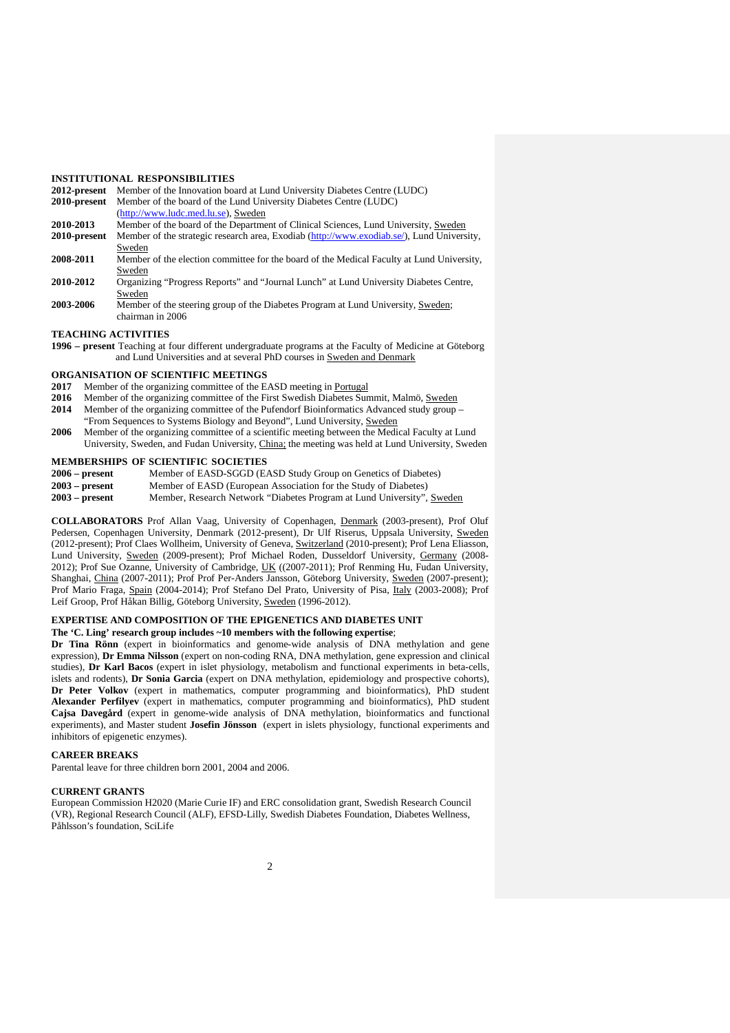## INSTITUTIONAL RESPONSIBILITIES

| | |
|---|---|
| **2012-present** | Member of the Innovation board at Lund University Diabetes Centre (LUDC) |
| **2010-present** | Member of the board of the Lund University Diabetes Centre (LUDC) (http://www.ludc.med.lu.se), Sweden |
| **2010-2013** | Member of the board of the Department of Clinical Sciences, Lund University, Sweden |
| **2010-present** | Member of the strategic research area, Exodiab (http://www.exodiab.se/), Lund University, Sweden |
| **2008-2011** | Member of the election committee for the board of the Medical Faculty at Lund University, Sweden |
| **2010-2012** | Organizing "Progress Reports" and "Journal Lunch" at Lund University Diabetes Centre, Sweden |
| **2003-2006** | Member of the steering group of the Diabetes Program at Lund University, Sweden; chairman in 2006 |

## TEACHING ACTIVITIES

**1996 – present** Teaching at four different undergraduate programs at the Faculty of Medicine at Göteborg and Lund Universities and at several PhD courses in Sweden and Denmark

## ORGANISATION OF SCIENTIFIC MEETINGS

**2017** Member of the organizing committee of the EASD meeting in Portugal

**2016** Member of the organizing committee of the First Swedish Diabetes Summit, Malmö, Sweden

**2014** Member of the organizing committee of the Pufendorf Bioinformatics Advanced study group – "From Sequences to Systems Biology and Beyond", Lund University, Sweden

**2006** Member of the organizing committee of a scientific meeting between the Medical Faculty at Lund University, Sweden, and Fudan University, China; the meeting was held at Lund University, Sweden

## MEMBERSHIPS OF SCIENTIFIC SOCIETIES

| | |
|---|---|
| **2006 – present** | Member of EASD-SGGD (EASD Study Group on Genetics of Diabetes) |
| **2003 – present** | Member of EASD (European Association for the Study of Diabetes) |
| **2003 – present** | Member, Research Network "Diabetes Program at Lund University", Sweden |

**COLLABORATORS** Prof Allan Vaag, University of Copenhagen, Denmark (2003-present), Prof Oluf Pedersen, Copenhagen University, Denmark (2012-present), Dr Ulf Riserus, Uppsala University, Sweden (2012-present); Prof Claes Wollheim, University of Geneva, Switzerland (2010-present); Prof Lena Eliasson, Lund University, Sweden (2009-present); Prof Michael Roden, Dusseldorf University, Germany (2008-2012); Prof Sue Ozanne, University of Cambridge, UK ((2007-2011); Prof Renming Hu, Fudan University, Shanghai, China (2007-2011); Prof Prof Per-Anders Jansson, Göteborg University, Sweden (2007-present); Prof Mario Fraga, Spain (2004-2014); Prof Stefano Del Prato, University of Pisa, Italy (2003-2008); Prof Leif Groop, Prof Håkan Billig, Göteborg University, Sweden (1996-2012).

## EXPERTISE AND COMPOSITION OF THE EPIGENETICS AND DIABETES UNIT

**The 'C. Ling' research group includes ~10 members with the following expertise**;
**Dr Tina Rönn** (expert in bioinformatics and genome-wide analysis of DNA methylation and gene expression), **Dr Emma Nilsson** (expert on non-coding RNA, DNA methylation, gene expression and clinical studies), **Dr Karl Bacos** (expert in islet physiology, metabolism and functional experiments in beta-cells, islets and rodents), **Dr Sonia Garcia** (expert on DNA methylation, epidemiology and prospective cohorts), **Dr Peter Volkov** (expert in mathematics, computer programming and bioinformatics), PhD student **Alexander Perfilyev** (expert in mathematics, computer programming and bioinformatics), PhD student **Cajsa Davegård** (expert in genome-wide analysis of DNA methylation, bioinformatics and functional experiments), and Master student **Josefin Jönsson** (expert in islets physiology, functional experiments and inhibitors of epigenetic enzymes).

## CAREER BREAKS

Parental leave for three children born 2001, 2004 and 2006.

## CURRENT GRANTS

European Commission H2020 (Marie Curie IF) and ERC consolidation grant, Swedish Research Council (VR), Regional Research Council (ALF), EFSD-Lilly, Swedish Diabetes Foundation, Diabetes Wellness, Påhlsson's foundation, SciLife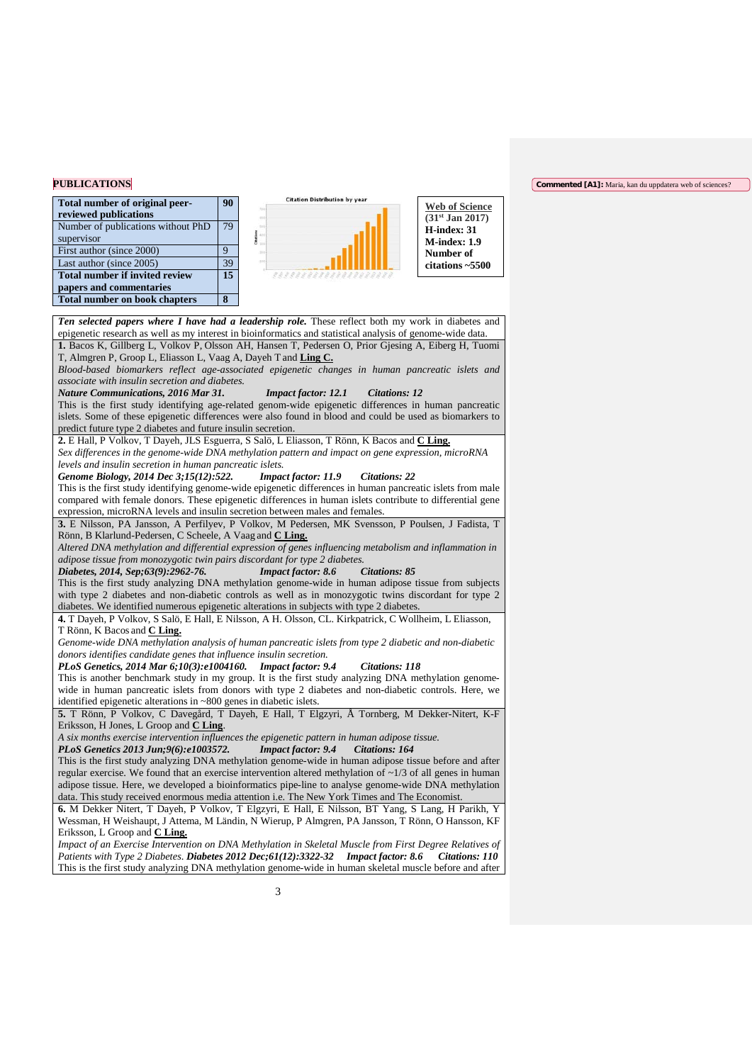# PUBLICATIONS

| Total number of original peer-reviewed publications | 90 |
|---|---|
| Number of publications without PhD supervisor | 79 |
| First author (since 2000) | 9 |
| Last author (since 2005) | 39 |
| Total number if invited review papers and commentaries | 15 |
| Total number on book chapters | 8 |

**Web of Science (31st Jan 2017)**
**H-index: 31**
**M-index: 1.9**
**Number of citations ~5500**

***Ten selected papers where I have had a leadership role.*** These reflect both my work in diabetes and epigenetic research as well as my interest in bioinformatics and statistical analysis of genome-wide data.

**1.** Bacos K, Gillberg L, Volkov P, Olsson AH, Hansen T, Pedersen O, Prior Gjesing A, Eiberg H, Tuomi T, Almgren P, Groop L, Eliasson L, Vaag A, Dayeh T and **Ling C.**
*Blood-based biomarkers reflect age-associated epigenetic changes in human pancreatic islets and associate with insulin secretion and diabetes.*
***Nature Communications, 2016 Mar 31.*** ***Impact factor: 12.1*** ***Citations: 12***
This is the first study identifying age-related genom-wide epigenetic differences in human pancreatic islets. Some of these epigenetic differences were also found in blood and could be used as biomarkers to predict future type 2 diabetes and future insulin secretion.

**2.** E Hall, P Volkov, T Dayeh, JLS Esguerra, S Salö, L Eliasson, T Rönn, K Bacos and **C Ling.**
*Sex differences in the genome-wide DNA methylation pattern and impact on gene expression, microRNA levels and insulin secretion in human pancreatic islets.*
***Genome Biology, 2014 Dec 3;15(12):522.*** ***Impact factor: 11.9*** ***Citations: 22***
This is the first study identifying genome-wide epigenetic differences in human pancreatic islets from male compared with female donors. These epigenetic differences in human islets contribute to differential gene expression, microRNA levels and insulin secretion between males and females.

**3.** E Nilsson, PA Jansson, A Perfilyev, P Volkov, M Pedersen, MK Svensson, P Poulsen, J Fadista, T Rönn, B Klarlund-Pedersen, C Scheele, A Vaag and **C Ling.**
*Altered DNA methylation and differential expression of genes influencing metabolism and inflammation in adipose tissue from monozygotic twin pairs discordant for type 2 diabetes.*
***Diabetes, 2014, Sep;63(9):2962-76.*** ***Impact factor: 8.6*** ***Citations: 85***
This is the first study analyzing DNA methylation genome-wide in human adipose tissue from subjects with type 2 diabetes and non-diabetic controls as well as in monozygotic twins discordant for type 2 diabetes. We identified numerous epigenetic alterations in subjects with type 2 diabetes.

**4.** T Dayeh, P Volkov, S Salö, E Hall, E Nilsson, A H. Olsson, CL. Kirkpatrick, C Wollheim, L Eliasson, T Rönn, K Bacos and **C Ling.**
*Genome-wide DNA methylation analysis of human pancreatic islets from type 2 diabetic and non-diabetic donors identifies candidate genes that influence insulin secretion.*
***PLoS Genetics, 2014 Mar 6;10(3):e1004160.*** ***Impact factor: 9.4*** ***Citations: 118***
This is another benchmark study in my group. It is the first study analyzing DNA methylation genome-wide in human pancreatic islets from donors with type 2 diabetes and non-diabetic controls. Here, we identified epigenetic alterations in ~800 genes in diabetic islets.

**5.** T Rönn, P Volkov, C Davegård, T Dayeh, E Hall, T Elgzyri, Å Tornberg, M Dekker-Nitert, K-F Eriksson, H Jones, L Groop and **C Ling**.
*A six months exercise intervention influences the epigenetic pattern in human adipose tissue.*
***PLoS Genetics 2013 Jun;9(6):e1003572.*** ***Impact factor: 9.4*** ***Citations: 164***
This is the first study analyzing DNA methylation genome-wide in human adipose tissue before and after regular exercise. We found that an exercise intervention altered methylation of ~1/3 of all genes in human adipose tissue. Here, we developed a bioinformatics pipe-line to analyse genome-wide DNA methylation data. This study received enormous media attention i.e. The New York Times and The Economist.

**6.** M Dekker Nitert, T Dayeh, P Volkov, T Elgzyri, E Hall, E Nilsson, BT Yang, S Lang, H Parikh, Y Wessman, H Weishaupt, J Attema, M Ländin, N Wierup, P Almgren, PA Jansson, T Rönn, O Hansson, KF Eriksson, L Groop and **C Ling.**
*Impact of an Exercise Intervention on DNA Methylation in Skeletal Muscle from First Degree Relatives of Patients with Type 2 Diabetes.* **Diabetes 2012 Dec;61(12):3322-32** ***Impact factor: 8.6*** ***Citations: 110***
This is the first study analyzing DNA methylation genome-wide in human skeletal muscle before and after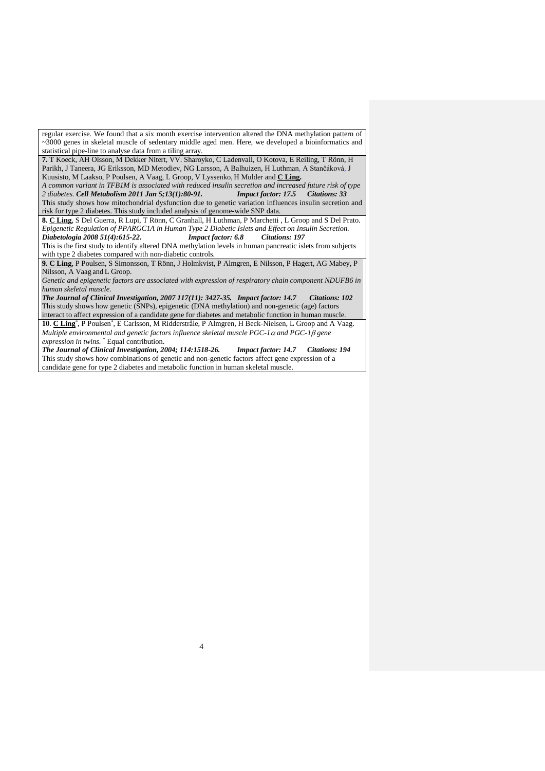regular exercise. We found that a six month exercise intervention altered the DNA methylation pattern of ~3000 genes in skeletal muscle of sedentary middle aged men. Here, we developed a bioinformatics and statistical pipe-line to analyse data from a tiling array.

**7.** T Koeck, AH Olsson, M Dekker Nitert, VV. Sharoyko, C Ladenvall, O Kotova, E Reiling, T Rönn, H Parikh, J Taneera, JG Eriksson, MD Metodiev, NG Larsson, A Balhuizen, H Luthman, A Stančáková, J Kuusisto, M Laakso, P Poulsen, A Vaag, L Groop, V Lyssenko, H Mulder and **C Ling.**
*A common variant in TFB1M is associated with reduced insulin secretion and increased future risk of type 2 diabetes.* ***Cell Metabolism 2011 Jan 5;13(1):80-91.*** ***Impact factor: 17.5 Citations: 33***
This study shows how mitochondrial dysfunction due to genetic variation influences insulin secretion and risk for type 2 diabetes. This study included analysis of genome-wide SNP data.

**8. C Ling**, S Del Guerra, R Lupi, T Rönn, C Granhall, H Luthman, P Marchetti , L Groop and S Del Prato.
*Epigenetic Regulation of PPARGC1A in Human Type 2 Diabetic Islets and Effect on Insulin Secretion.*
***Diabetologia 2008 51(4):615-22.*** ***Impact factor: 6.8 Citations: 197***
This is the first study to identify altered DNA methylation levels in human pancreatic islets from subjects with type 2 diabetes compared with non-diabetic controls.

**9. C Ling**, P Poulsen, S Simonsson, T Rönn, J Holmkvist, P Almgren, E Nilsson, P Hagert, AG Mabey, P Nilsson, A Vaag and L Groop.
*Genetic and epigenetic factors are associated with expression of respiratory chain component NDUFB6 in human skeletal muscle.*
***The Journal of Clinical Investigation, 2007 117(11): 3427-35.*** ***Impact factor: 14.7 Citations: 102***
This study shows how genetic (SNPs), epigenetic (DNA methylation) and non-genetic (age) factors interact to affect expression of a candidate gene for diabetes and metabolic function in human muscle.

**10**. **C Ling**\*, P Poulsen\*, E Carlsson, M Ridderstråle, P Almgren, H Beck-Nielsen, L Groop and A Vaag.
*Multiple environmental and genetic factors influence skeletal muscle PGC-1α and PGC-1β gene expression in twins.* \* Equal contribution.
***The Journal of Clinical Investigation, 2004; 114:1518-26.*** ***Impact factor: 14.7 Citations: 194***
This study shows how combinations of genetic and non-genetic factors affect gene expression of a candidate gene for type 2 diabetes and metabolic function in human skeletal muscle.